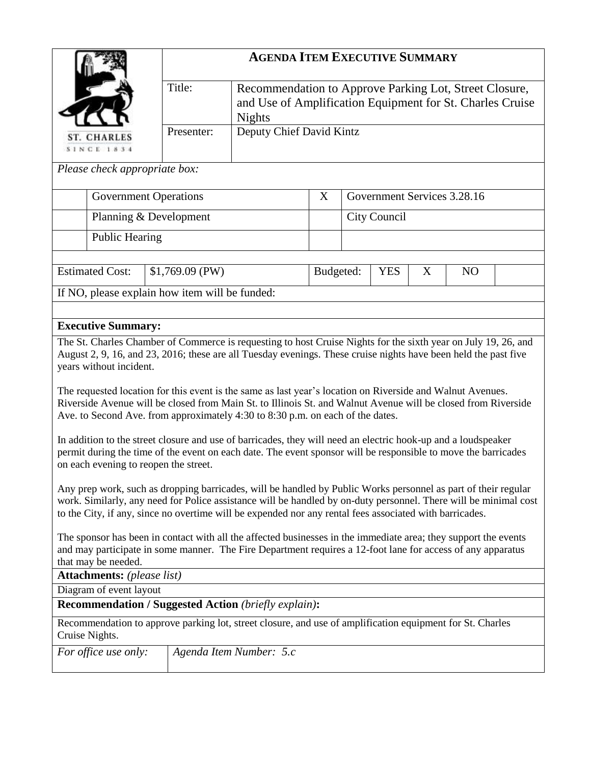ST. CHARLES
SINCE 1834

# AGENDA ITEM EXECUTIVE SUMMARY

| | |
|---|---|
| Title: | Recommendation to Approve Parking Lot, Street Closure, and Use of Amplification Equipment for St. Charles Cruise Nights |
| Presenter: | Deputy Chief David Kintz |

*Please check appropriate box:*

| | | | |
|---|---|---|---|
| | Government Operations | X | Government Services 3.28.16 |
| | Planning & Development | | City Council |
| | Public Hearing | | |

| | | | | | | |
|---|---|---|---|---|---|---|
| Estimated Cost: | $1,769.09 (PW) | Budgeted: | YES | X | NO | |

If NO, please explain how item will be funded:

**Executive Summary:**

The St. Charles Chamber of Commerce is requesting to host Cruise Nights for the sixth year on July 19, 26, and August 2, 9, 16, and 23, 2016; these are all Tuesday evenings. These cruise nights have been held the past five years without incident.

The requested location for this event is the same as last year's location on Riverside and Walnut Avenues. Riverside Avenue will be closed from Main St. to Illinois St. and Walnut Avenue will be closed from Riverside Ave. to Second Ave. from approximately 4:30 to 8:30 p.m. on each of the dates.

In addition to the street closure and use of barricades, they will need an electric hook-up and a loudspeaker permit during the time of the event on each date. The event sponsor will be responsible to move the barricades on each evening to reopen the street.

Any prep work, such as dropping barricades, will be handled by Public Works personnel as part of their regular work. Similarly, any need for Police assistance will be handled by on-duty personnel. There will be minimal cost to the City, if any, since no overtime will be expended nor any rental fees associated with barricades.

The sponsor has been in contact with all the affected businesses in the immediate area; they support the events and may participate in some manner. The Fire Department requires a 12-foot lane for access of any apparatus that may be needed.

**Attachments:** *(please list)*

Diagram of event layout

**Recommendation / Suggested Action** *(briefly explain)***:**

Recommendation to approve parking lot, street closure, and use of amplification equipment for St. Charles Cruise Nights.

| | |
|---|---|
| *For office use only:* | *Agenda Item Number: 5.c* |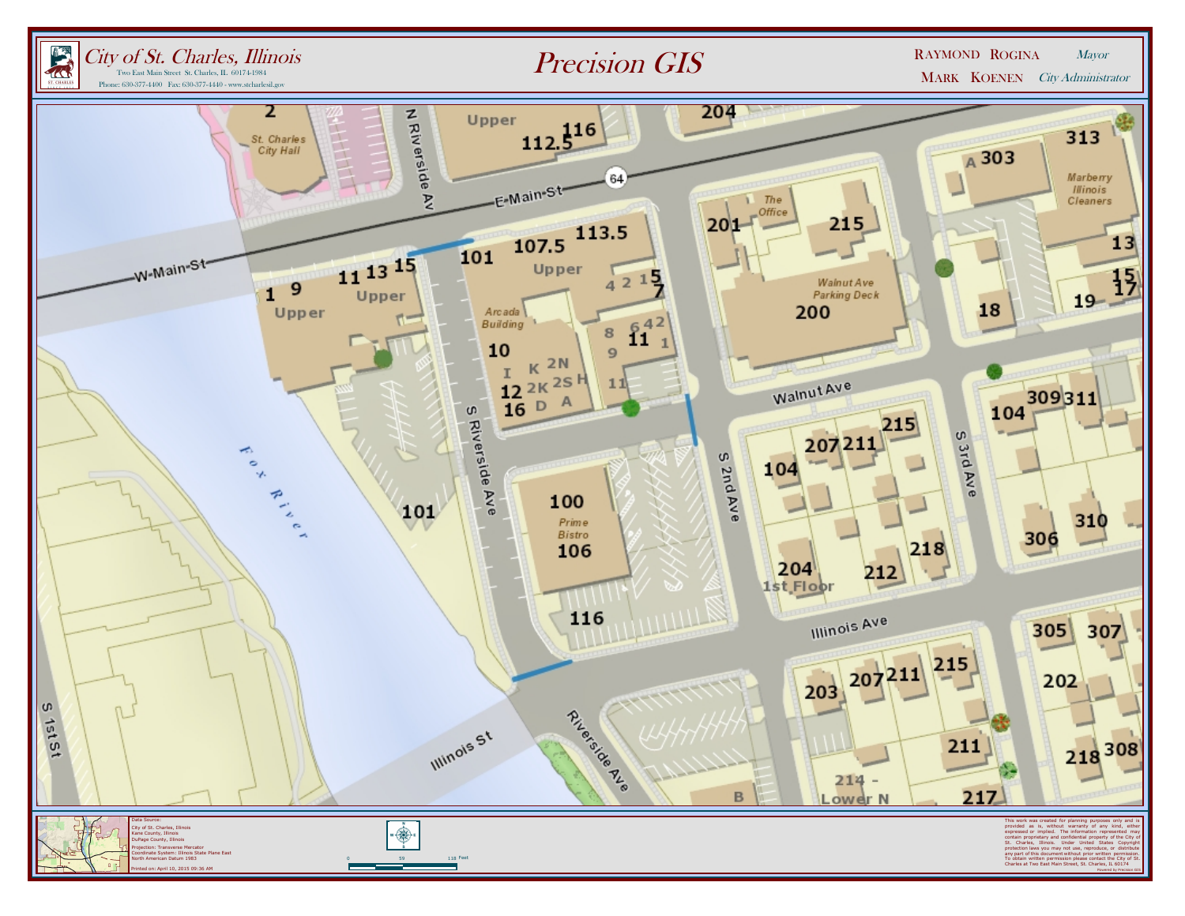City of St. Charles, Illinois
Two East Main Street St. Charles, IL 60174-1984
Phone: 630-377-4400 Fax: 630-377-4440 - www.stcharlesil.gov

# Precision GIS

Raymond Rogina *Mayor*
Mark Koenen *City Administrator*

2
St. Charles City Hall
Upper
112.5
116
204
N Riverside Av
64
E Main St
W Main St
1
9
11
13
15
Upper
101
107.5
113.5
Upper
4 2 1 5
7
Arcada Building
10
8
9
6 4 2
11
1
I K 2N
12 2K 2S H
16 D A
11
201
The Office
215
Walnut Ave Parking Deck
200
A 303
313
Marberry Illinois Cleaners
13
15
17
19
18
Walnut Ave
104
309
311
Fox River
101
S Riverside Ave
100
Prime Bistro
106
116
S 2nd Ave
104
207
211
215
204
1st Floor
212
218
S 3rd Ave
306
310
Illinois Ave
305
307
203
207
211
215
202
211
218
308
214 - Lower N
217
B
Illinois St
Riverside Ave
S 1st St

Data Source:
City of St. Charles, Illinois
Kane County, Illinois
DuPage County, Illinois
Projection: Transverse Mercator
Coordinate System: Illinois State Plane East
North American Datum 1983
Printed on: April 10, 2015 09:36 AM

0 59 118 Feet

This work was created for planning purposes only and is provided as is, without warranty of any kind, either expressed or implied. The information represented may contain proprietary and confidential property of the City of St. Charles, Illinois. Under United States Copyright protection laws you may not use, reproduce, or distribute any part of this document without prior written permission. To obtain written permission please contact the City of St. Charles at Two East Main Street, St. Charles, IL 60174

Powered by Precision GIS